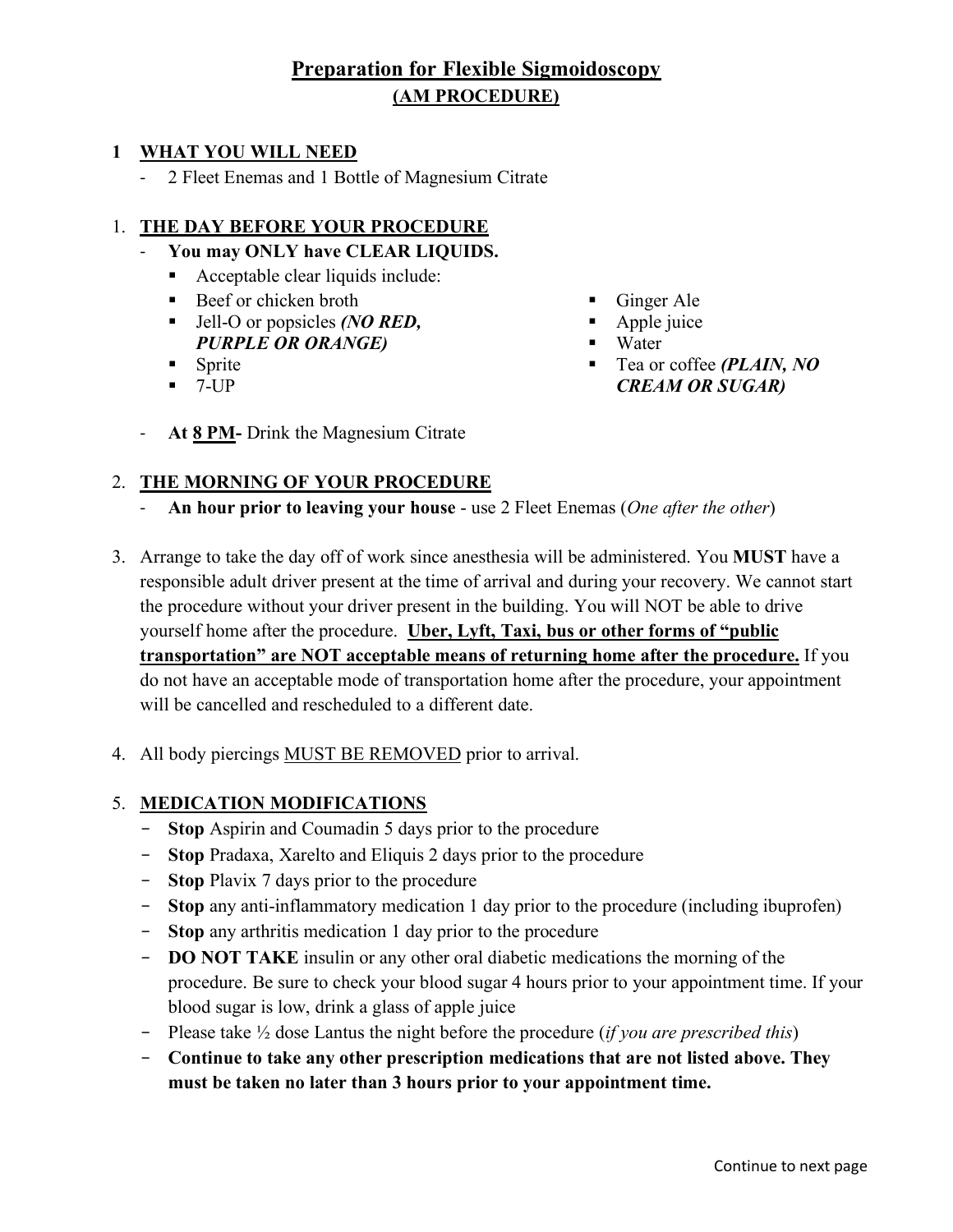# Preparation for Flexible Sigmoidoscopy

## (AM PROCEDURE)

**1 WHAT YOU WILL NEED**

- 2 Fleet Enemas and 1 Bottle of Magnesium Citrate

1. **THE DAY BEFORE YOUR PROCEDURE**
   - **You may ONLY have CLEAR LIQUIDS.**
     - Acceptable clear liquids include:
     - Beef or chicken broth
     - Jell-O or popsicles ***(NO RED, PURPLE OR ORANGE)***
     - Sprite
     - 7-UP
     - Ginger Ale
     - Apple juice
     - Water
     - Tea or coffee ***(PLAIN, NO CREAM OR SUGAR)***
   - **At 8 PM-** Drink the Magnesium Citrate

2. **THE MORNING OF YOUR PROCEDURE**
   - **An hour prior to leaving your house** - use 2 Fleet Enemas (*One after the other*)

3. Arrange to take the day off of work since anesthesia will be administered. You **MUST** have a responsible adult driver present at the time of arrival and during your recovery. We cannot start the procedure without your driver present in the building. You will NOT be able to drive yourself home after the procedure. **Uber, Lyft, Taxi, bus or other forms of "public transportation" are NOT acceptable means of returning home after the procedure.** If you do not have an acceptable mode of transportation home after the procedure, your appointment will be cancelled and rescheduled to a different date.

4. All body piercings MUST BE REMOVED prior to arrival.

5. **MEDICATION MODIFICATIONS**
   - **Stop** Aspirin and Coumadin 5 days prior to the procedure
   - **Stop** Pradaxa, Xarelto and Eliquis 2 days prior to the procedure
   - **Stop** Plavix 7 days prior to the procedure
   - **Stop** any anti-inflammatory medication 1 day prior to the procedure (including ibuprofen)
   - **Stop** any arthritis medication 1 day prior to the procedure
   - **DO NOT TAKE** insulin or any other oral diabetic medications the morning of the procedure. Be sure to check your blood sugar 4 hours prior to your appointment time. If your blood sugar is low, drink a glass of apple juice
   - Please take ½ dose Lantus the night before the procedure (*if you are prescribed this*)
   - **Continue to take any other prescription medications that are not listed above. They must be taken no later than 3 hours prior to your appointment time.**

Continue to next page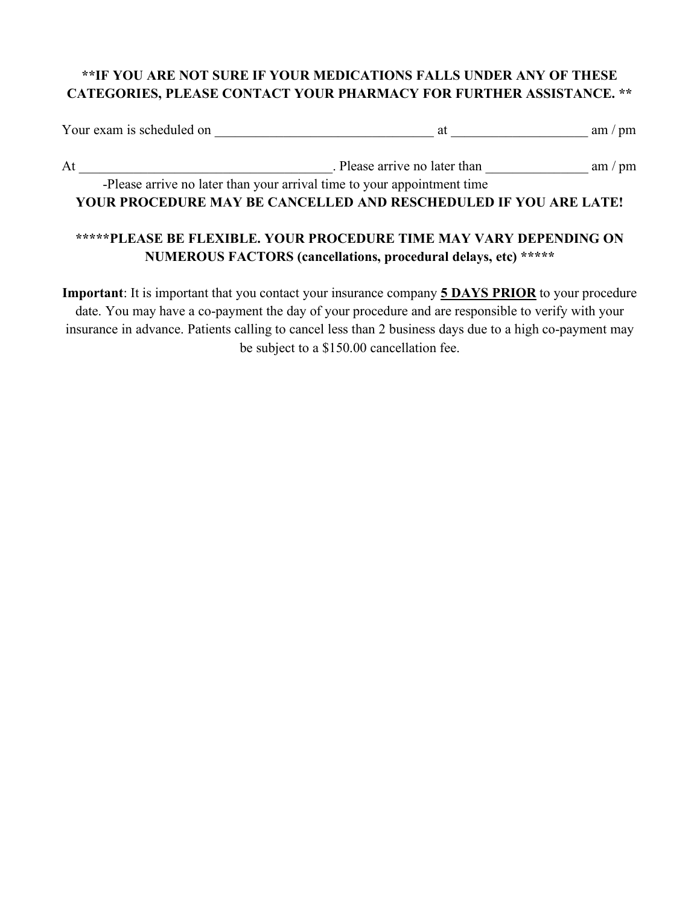**\*\*IF YOU ARE NOT SURE IF YOUR MEDICATIONS FALLS UNDER ANY OF THESE CATEGORIES, PLEASE CONTACT YOUR PHARMACY FOR FURTHER ASSISTANCE. \*\***

Your exam is scheduled on ________________________________ at ____________________ am / pm

At _____________________________________. Please arrive no later than _______________ am / pm

-Please arrive no later than your arrival time to your appointment time

**YOUR PROCEDURE MAY BE CANCELLED AND RESCHEDULED IF YOU ARE LATE!**

**\*\*\*\*\*PLEASE BE FLEXIBLE. YOUR PROCEDURE TIME MAY VARY DEPENDING ON NUMEROUS FACTORS (cancellations, procedural delays, etc) \*\*\*\*\***

**Important**: It is important that you contact your insurance company **<u>5 DAYS PRIOR</u>** to your procedure date. You may have a co-payment the day of your procedure and are responsible to verify with your insurance in advance. Patients calling to cancel less than 2 business days due to a high co-payment may be subject to a $150.00 cancellation fee.